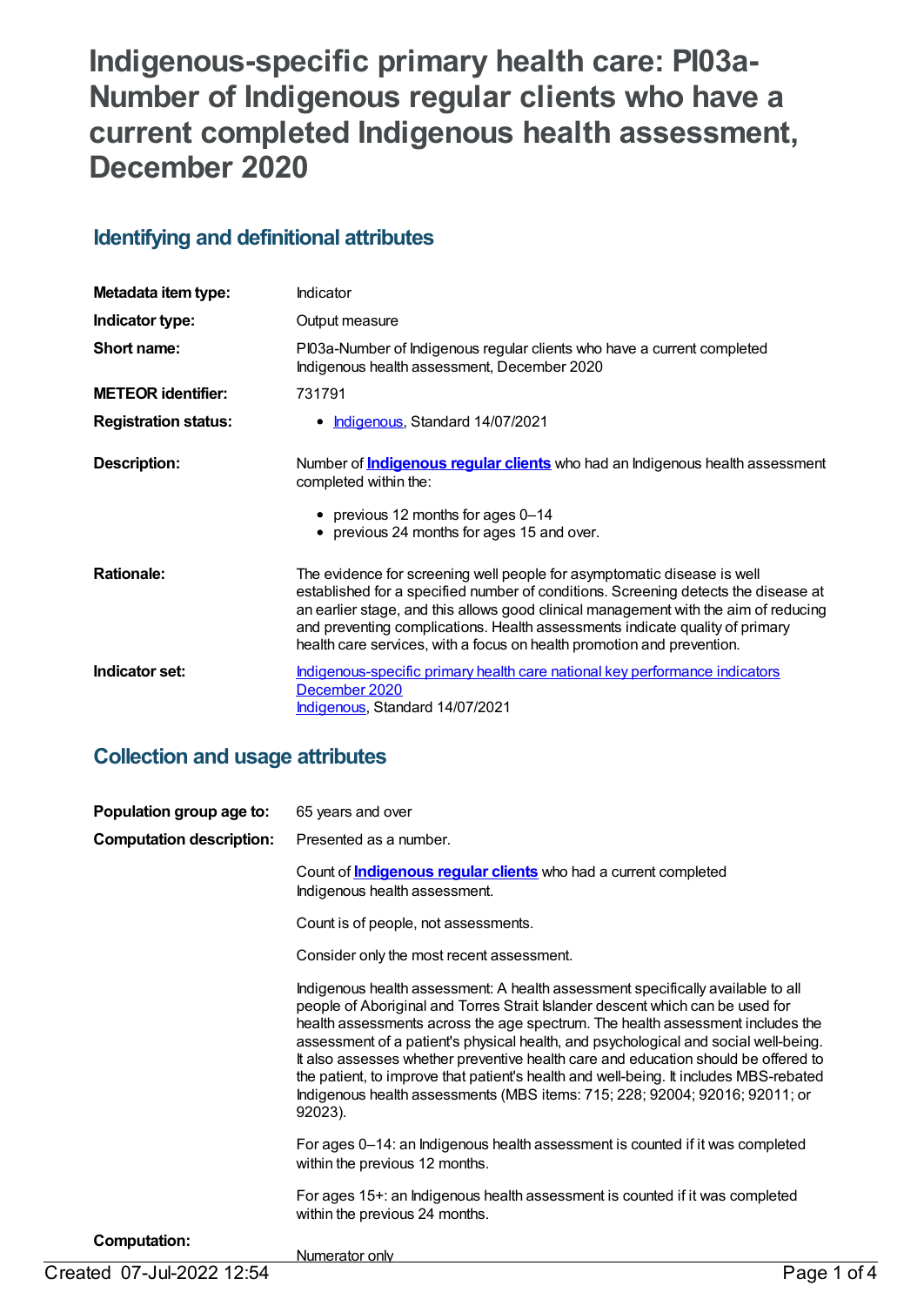# Indigenous-specific primary health care: PI03a-Number of Indigenous regular clients who have a current completed Indigenous health assessment, December 2020

## Identifying and definitional attributes

| | |
|---|---|
| **Metadata item type:** | Indicator |
| **Indicator type:** | Output measure |
| **Short name:** | PI03a-Number of Indigenous regular clients who have a current completed Indigenous health assessment, December 2020 |
| **METEOR identifier:** | 731791 |
| **Registration status:** | • Indigenous, Standard 14/07/2021 |
| **Description:** | Number of **Indigenous regular clients** who had an Indigenous health assessment completed within the: • previous 12 months for ages 0–14 • previous 24 months for ages 15 and over. |
| **Rationale:** | The evidence for screening well people for asymptomatic disease is well established for a specified number of conditions. Screening detects the disease at an earlier stage, and this allows good clinical management with the aim of reducing and preventing complications. Health assessments indicate quality of primary health care services, with a focus on health promotion and prevention. |
| **Indicator set:** | Indigenous-specific primary health care national key performance indicators December 2020 Indigenous, Standard 14/07/2021 |

## Collection and usage attributes

**Population group age to:** 65 years and over

**Computation description:** Presented as a number.

Count of **Indigenous regular clients** who had a current completed Indigenous health assessment.

Count is of people, not assessments.

Consider only the most recent assessment.

Indigenous health assessment: A health assessment specifically available to all people of Aboriginal and Torres Strait Islander descent which can be used for health assessments across the age spectrum. The health assessment includes the assessment of a patient's physical health, and psychological and social well-being. It also assesses whether preventive health care and education should be offered to the patient, to improve that patient's health and well-being. It includes MBS-rebated Indigenous health assessments (MBS items: 715; 228; 92004; 92016; 92011; or 92023).

For ages 0–14: an Indigenous health assessment is counted if it was completed within the previous 12 months.

For ages 15+: an Indigenous health assessment is counted if it was completed within the previous 24 months.

**Computation:** Numerator only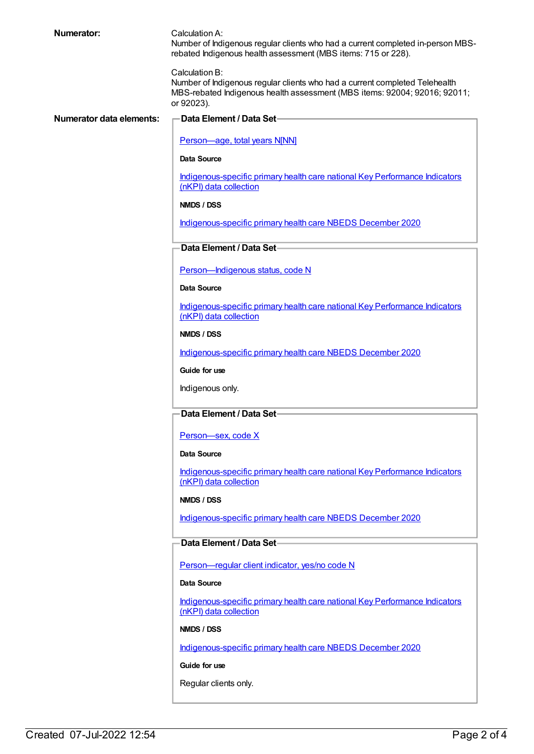**Numerator:**

Calculation A:
Number of Indigenous regular clients who had a current completed in-person MBS-rebated Indigenous health assessment (MBS items: 715 or 228).

Calculation B:
Number of Indigenous regular clients who had a current completed Telehealth MBS-rebated Indigenous health assessment (MBS items: 92004; 92016; 92011; or 92023).

**Numerator data elements:**

**Data Element / Data Set**

Person—age, total years N[NN]

**Data Source**

Indigenous-specific primary health care national Key Performance Indicators (nKPI) data collection

**NMDS / DSS**

Indigenous-specific primary health care NBEDS December 2020

**Data Element / Data Set**

Person—Indigenous status, code N

**Data Source**

Indigenous-specific primary health care national Key Performance Indicators (nKPI) data collection

**NMDS / DSS**

Indigenous-specific primary health care NBEDS December 2020

**Guide for use**

Indigenous only.

**Data Element / Data Set**

Person—sex, code X

**Data Source**

Indigenous-specific primary health care national Key Performance Indicators (nKPI) data collection

**NMDS / DSS**

Indigenous-specific primary health care NBEDS December 2020

**Data Element / Data Set**

Person—regular client indicator, yes/no code N

**Data Source**

Indigenous-specific primary health care national Key Performance Indicators (nKPI) data collection

**NMDS / DSS**

Indigenous-specific primary health care NBEDS December 2020

**Guide for use**

Regular clients only.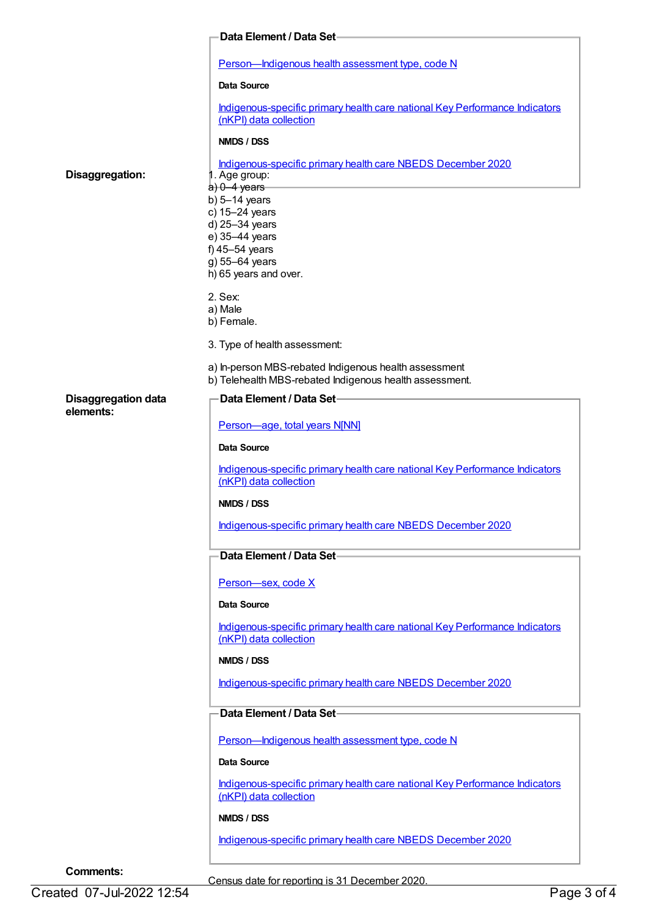**Data Element / Data Set**

[Person—Indigenous health assessment type, code N](#)

**Data Source**

[Indigenous-specific primary health care national Key Performance Indicators (nKPI) data collection](#)

**NMDS / DSS**

[Indigenous-specific primary health care NBEDS December 2020](#)

**Disaggregation:**

1. Age group:
a) 0–4 years
b) 5–14 years
c) 15–24 years
d) 25–34 years
e) 35–44 years
f) 45–54 years
g) 55–64 years
h) 65 years and over.

2. Sex:
a) Male
b) Female.

3. Type of health assessment:

a) In-person MBS-rebated Indigenous health assessment
b) Telehealth MBS-rebated Indigenous health assessment.

**Disaggregation data elements:**

**Data Element / Data Set**

[Person—age, total years N[NN]](#)

**Data Source**

[Indigenous-specific primary health care national Key Performance Indicators (nKPI) data collection](#)

**NMDS / DSS**

[Indigenous-specific primary health care NBEDS December 2020](#)

**Data Element / Data Set**

[Person—sex, code X](#)

**Data Source**

[Indigenous-specific primary health care national Key Performance Indicators (nKPI) data collection](#)

**NMDS / DSS**

[Indigenous-specific primary health care NBEDS December 2020](#)

**Data Element / Data Set**

[Person—Indigenous health assessment type, code N](#)

**Data Source**

[Indigenous-specific primary health care national Key Performance Indicators (nKPI) data collection](#)

**NMDS / DSS**

[Indigenous-specific primary health care NBEDS December 2020](#)

**Comments:**

Census date for reporting is 31 December 2020.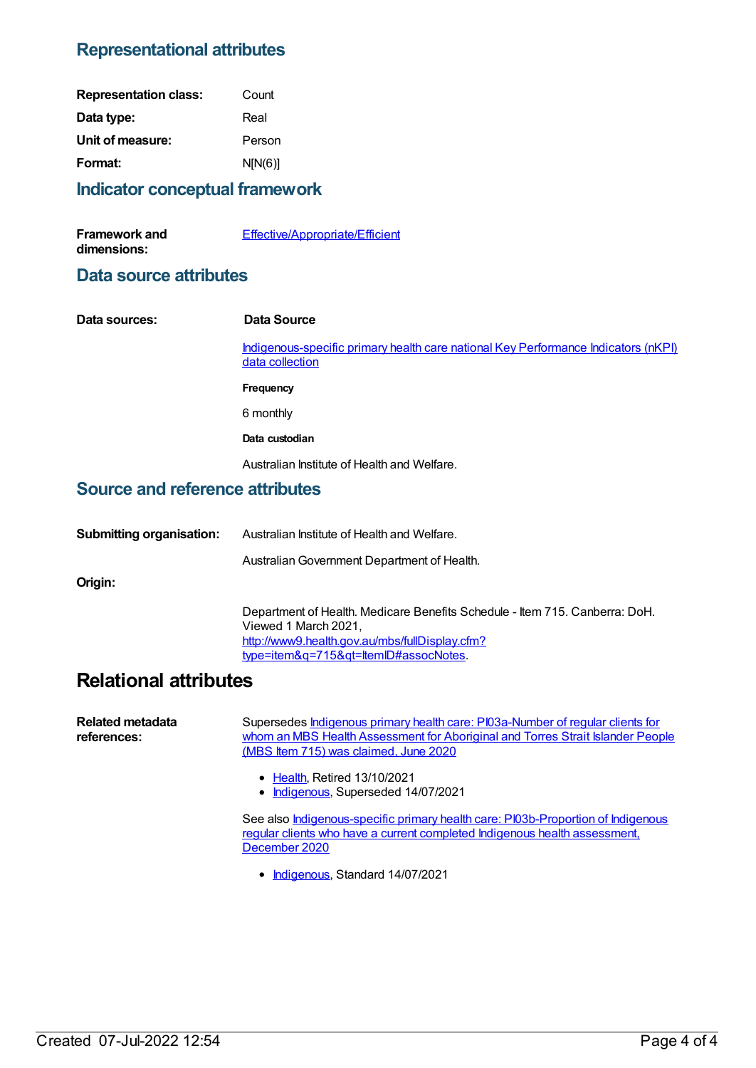## Representational attributes

**Representation class:** Count

**Data type:** Real

**Unit of measure:** Person

**Format:** N[N(6)]

## Indicator conceptual framework

**Framework and dimensions:** Effective/Appropriate/Efficient

## Data source attributes

**Data sources:**

**Data Source**

Indigenous-specific primary health care national Key Performance Indicators (nKPI) data collection

**Frequency**

6 monthly

**Data custodian**

Australian Institute of Health and Welfare.

## Source and reference attributes

**Submitting organisation:** Australian Institute of Health and Welfare.

Australian Government Department of Health.

**Origin:**

Department of Health. Medicare Benefits Schedule - Item 715. Canberra: DoH. Viewed 1 March 2021, http://www9.health.gov.au/mbs/fullDisplay.cfm?type=item&q=715&qt=ItemID#assocNotes.

# Relational attributes

**Related metadata references:**

Supersedes Indigenous primary health care: PI03a-Number of regular clients for whom an MBS Health Assessment for Aboriginal and Torres Strait Islander People (MBS Item 715) was claimed, June 2020

- Health, Retired 13/10/2021
- Indigenous, Superseded 14/07/2021

See also Indigenous-specific primary health care: PI03b-Proportion of Indigenous regular clients who have a current completed Indigenous health assessment, December 2020

- Indigenous, Standard 14/07/2021